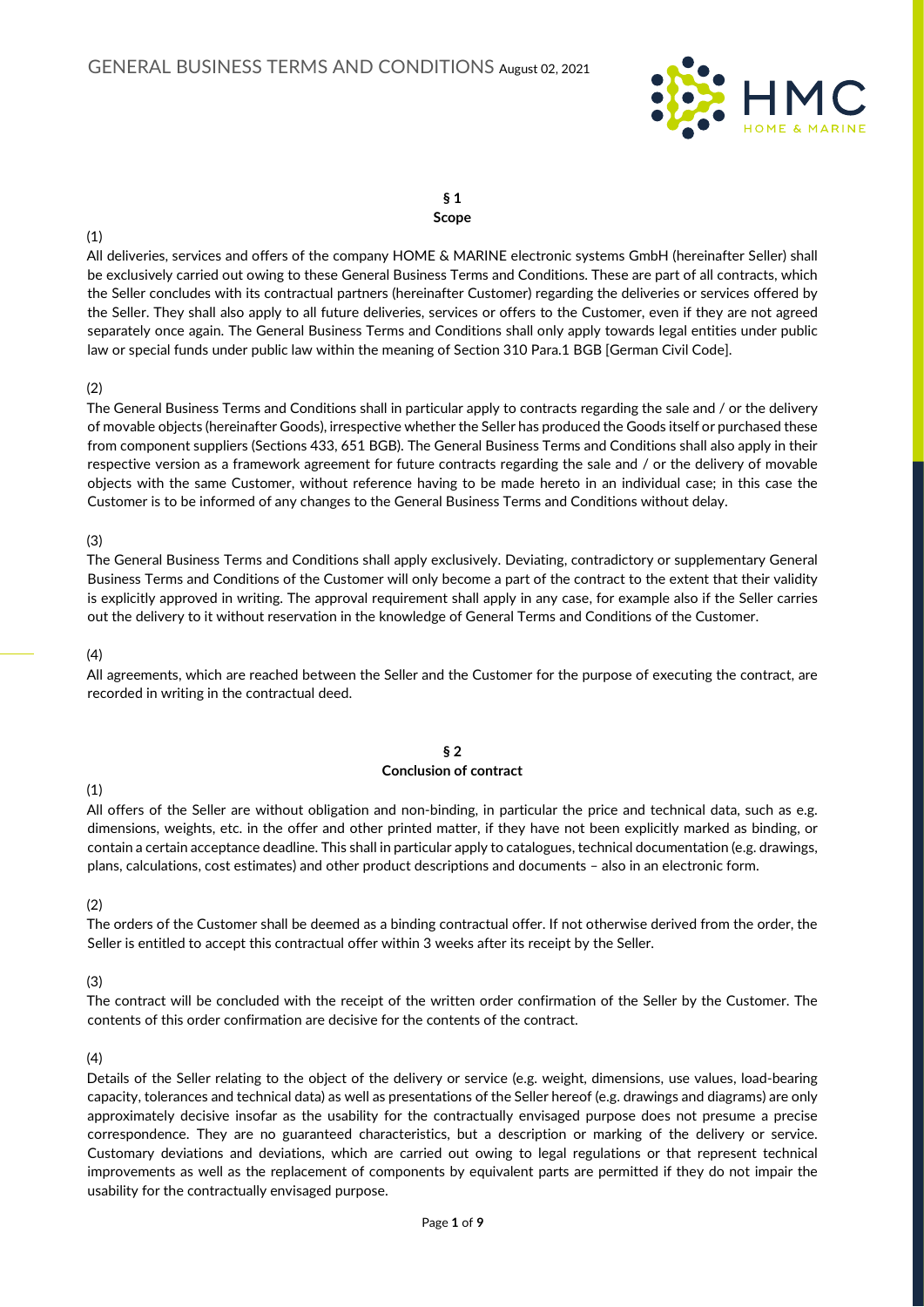# GENERAL BUSINESS TERMS AND CONDITIONS August 02, 2021

HMC
HOME & MARINE

## § 1
## Scope

(1)
All deliveries, services and offers of the company HOME & MARINE electronic systems GmbH (hereinafter Seller) shall be exclusively carried out owing to these General Business Terms and Conditions. These are part of all contracts, which the Seller concludes with its contractual partners (hereinafter Customer) regarding the deliveries or services offered by the Seller. They shall also apply to all future deliveries, services or offers to the Customer, even if they are not agreed separately once again. The General Business Terms and Conditions shall only apply towards legal entities under public law or special funds under public law within the meaning of Section 310 Para.1 BGB [German Civil Code].

(2)
The General Business Terms and Conditions shall in particular apply to contracts regarding the sale and / or the delivery of movable objects (hereinafter Goods), irrespective whether the Seller has produced the Goods itself or purchased these from component suppliers (Sections 433, 651 BGB). The General Business Terms and Conditions shall also apply in their respective version as a framework agreement for future contracts regarding the sale and / or the delivery of movable objects with the same Customer, without reference having to be made hereto in an individual case; in this case the Customer is to be informed of any changes to the General Business Terms and Conditions without delay.

(3)
The General Business Terms and Conditions shall apply exclusively. Deviating, contradictory or supplementary General Business Terms and Conditions of the Customer will only become a part of the contract to the extent that their validity is explicitly approved in writing. The approval requirement shall apply in any case, for example also if the Seller carries out the delivery to it without reservation in the knowledge of General Terms and Conditions of the Customer.

(4)
All agreements, which are reached between the Seller and the Customer for the purpose of executing the contract, are recorded in writing in the contractual deed.

## § 2
## Conclusion of contract

(1)
All offers of the Seller are without obligation and non-binding, in particular the price and technical data, such as e.g. dimensions, weights, etc. in the offer and other printed matter, if they have not been explicitly marked as binding, or contain a certain acceptance deadline. This shall in particular apply to catalogues, technical documentation (e.g. drawings, plans, calculations, cost estimates) and other product descriptions and documents – also in an electronic form.

(2)
The orders of the Customer shall be deemed as a binding contractual offer. If not otherwise derived from the order, the Seller is entitled to accept this contractual offer within 3 weeks after its receipt by the Seller.

(3)
The contract will be concluded with the receipt of the written order confirmation of the Seller by the Customer. The contents of this order confirmation are decisive for the contents of the contract.

(4)
Details of the Seller relating to the object of the delivery or service (e.g. weight, dimensions, use values, load-bearing capacity, tolerances and technical data) as well as presentations of the Seller hereof (e.g. drawings and diagrams) are only approximately decisive insofar as the usability for the contractually envisaged purpose does not presume a precise correspondence. They are no guaranteed characteristics, but a description or marking of the delivery or service. Customary deviations and deviations, which are carried out owing to legal regulations or that represent technical improvements as well as the replacement of components by equivalent parts are permitted if they do not impair the usability for the contractually envisaged purpose.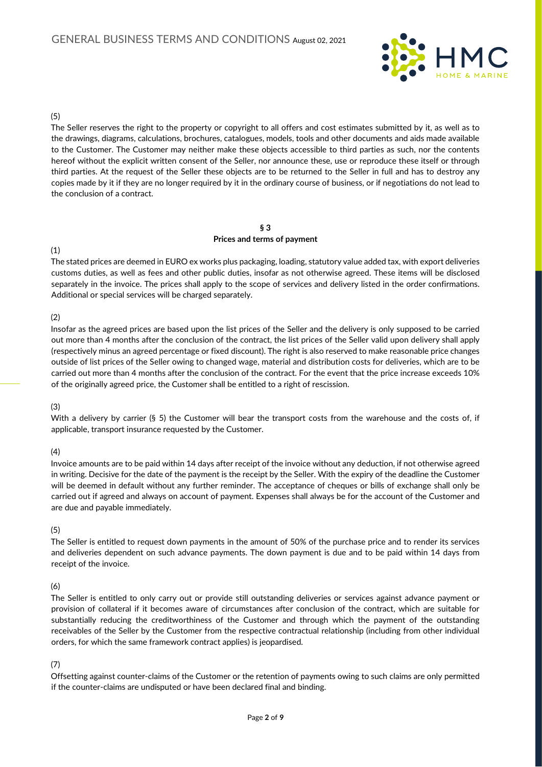(5)

The Seller reserves the right to the property or copyright to all offers and cost estimates submitted by it, as well as to the drawings, diagrams, calculations, brochures, catalogues, models, tools and other documents and aids made available to the Customer. The Customer may neither make these objects accessible to third parties as such, nor the contents hereof without the explicit written consent of the Seller, nor announce these, use or reproduce these itself or through third parties. At the request of the Seller these objects are to be returned to the Seller in full and has to destroy any copies made by it if they are no longer required by it in the ordinary course of business, or if negotiations do not lead to the conclusion of a contract.

## § 3
## Prices and terms of payment

(1)

The stated prices are deemed in EURO ex works plus packaging, loading, statutory value added tax, with export deliveries customs duties, as well as fees and other public duties, insofar as not otherwise agreed. These items will be disclosed separately in the invoice. The prices shall apply to the scope of services and delivery listed in the order confirmations. Additional or special services will be charged separately.

(2)

Insofar as the agreed prices are based upon the list prices of the Seller and the delivery is only supposed to be carried out more than 4 months after the conclusion of the contract, the list prices of the Seller valid upon delivery shall apply (respectively minus an agreed percentage or fixed discount). The right is also reserved to make reasonable price changes outside of list prices of the Seller owing to changed wage, material and distribution costs for deliveries, which are to be carried out more than 4 months after the conclusion of the contract. For the event that the price increase exceeds 10% of the originally agreed price, the Customer shall be entitled to a right of rescission.

(3)

With a delivery by carrier (§ 5) the Customer will bear the transport costs from the warehouse and the costs of, if applicable, transport insurance requested by the Customer.

(4)

Invoice amounts are to be paid within 14 days after receipt of the invoice without any deduction, if not otherwise agreed in writing. Decisive for the date of the payment is the receipt by the Seller. With the expiry of the deadline the Customer will be deemed in default without any further reminder. The acceptance of cheques or bills of exchange shall only be carried out if agreed and always on account of payment. Expenses shall always be for the account of the Customer and are due and payable immediately.

(5)

The Seller is entitled to request down payments in the amount of 50% of the purchase price and to render its services and deliveries dependent on such advance payments. The down payment is due and to be paid within 14 days from receipt of the invoice.

(6)

The Seller is entitled to only carry out or provide still outstanding deliveries or services against advance payment or provision of collateral if it becomes aware of circumstances after conclusion of the contract, which are suitable for substantially reducing the creditworthiness of the Customer and through which the payment of the outstanding receivables of the Seller by the Customer from the respective contractual relationship (including from other individual orders, for which the same framework contract applies) is jeopardised.

(7)

Offsetting against counter-claims of the Customer or the retention of payments owing to such claims are only permitted if the counter-claims are undisputed or have been declared final and binding.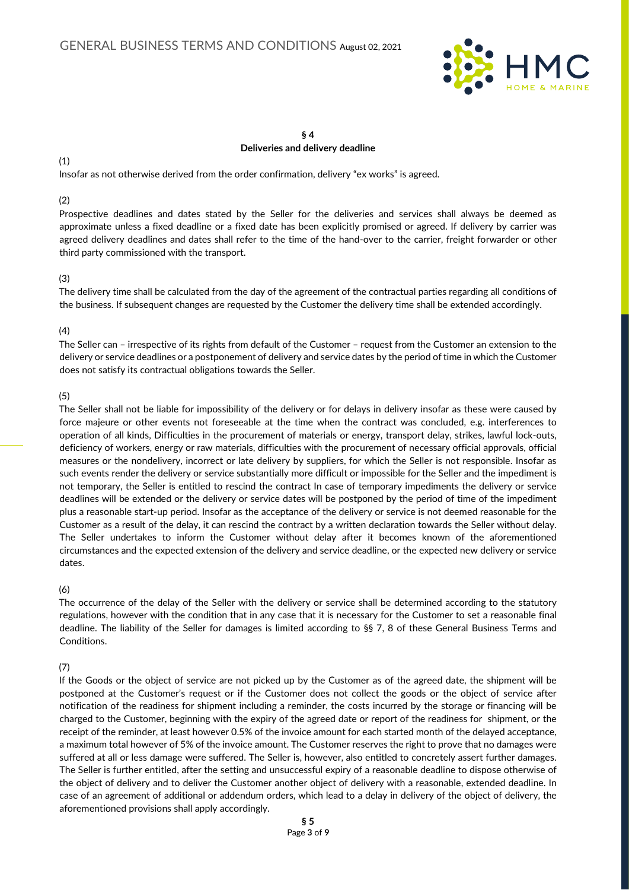## § 4
## Deliveries and delivery deadline

(1)
Insofar as not otherwise derived from the order confirmation, delivery "ex works" is agreed.

(2)
Prospective deadlines and dates stated by the Seller for the deliveries and services shall always be deemed as approximate unless a fixed deadline or a fixed date has been explicitly promised or agreed. If delivery by carrier was agreed delivery deadlines and dates shall refer to the time of the hand-over to the carrier, freight forwarder or other third party commissioned with the transport.

(3)
The delivery time shall be calculated from the day of the agreement of the contractual parties regarding all conditions of the business. If subsequent changes are requested by the Customer the delivery time shall be extended accordingly.

(4)
The Seller can – irrespective of its rights from default of the Customer – request from the Customer an extension to the delivery or service deadlines or a postponement of delivery and service dates by the period of time in which the Customer does not satisfy its contractual obligations towards the Seller.

(5)
The Seller shall not be liable for impossibility of the delivery or for delays in delivery insofar as these were caused by force majeure or other events not foreseeable at the time when the contract was concluded, e.g. interferences to operation of all kinds, Difficulties in the procurement of materials or energy, transport delay, strikes, lawful lock-outs, deficiency of workers, energy or raw materials, difficulties with the procurement of necessary official approvals, official measures or the nondelivery, incorrect or late delivery by suppliers, for which the Seller is not responsible. Insofar as such events render the delivery or service substantially more difficult or impossible for the Seller and the impediment is not temporary, the Seller is entitled to rescind the contract In case of temporary impediments the delivery or service deadlines will be extended or the delivery or service dates will be postponed by the period of time of the impediment plus a reasonable start-up period. Insofar as the acceptance of the delivery or service is not deemed reasonable for the Customer as a result of the delay, it can rescind the contract by a written declaration towards the Seller without delay. The Seller undertakes to inform the Customer without delay after it becomes known of the aforementioned circumstances and the expected extension of the delivery and service deadline, or the expected new delivery or service dates.

(6)
The occurrence of the delay of the Seller with the delivery or service shall be determined according to the statutory regulations, however with the condition that in any case that it is necessary for the Customer to set a reasonable final deadline. The liability of the Seller for damages is limited according to §§ 7, 8 of these General Business Terms and Conditions.

(7)
If the Goods or the object of service are not picked up by the Customer as of the agreed date, the shipment will be postponed at the Customer's request or if the Customer does not collect the goods or the object of service after notification of the readiness for shipment including a reminder, the costs incurred by the storage or financing will be charged to the Customer, beginning with the expiry of the agreed date or report of the readiness for shipment, or the receipt of the reminder, at least however 0.5% of the invoice amount for each started month of the delayed acceptance, a maximum total however of 5% of the invoice amount. The Customer reserves the right to prove that no damages were suffered at all or less damage were suffered. The Seller is, however, also entitled to concretely assert further damages. The Seller is further entitled, after the setting and unsuccessful expiry of a reasonable deadline to dispose otherwise of the object of delivery and to deliver the Customer another object of delivery with a reasonable, extended deadline. In case of an agreement of additional or addendum orders, which lead to a delay in delivery of the object of delivery, the aforementioned provisions shall apply accordingly.

## § 5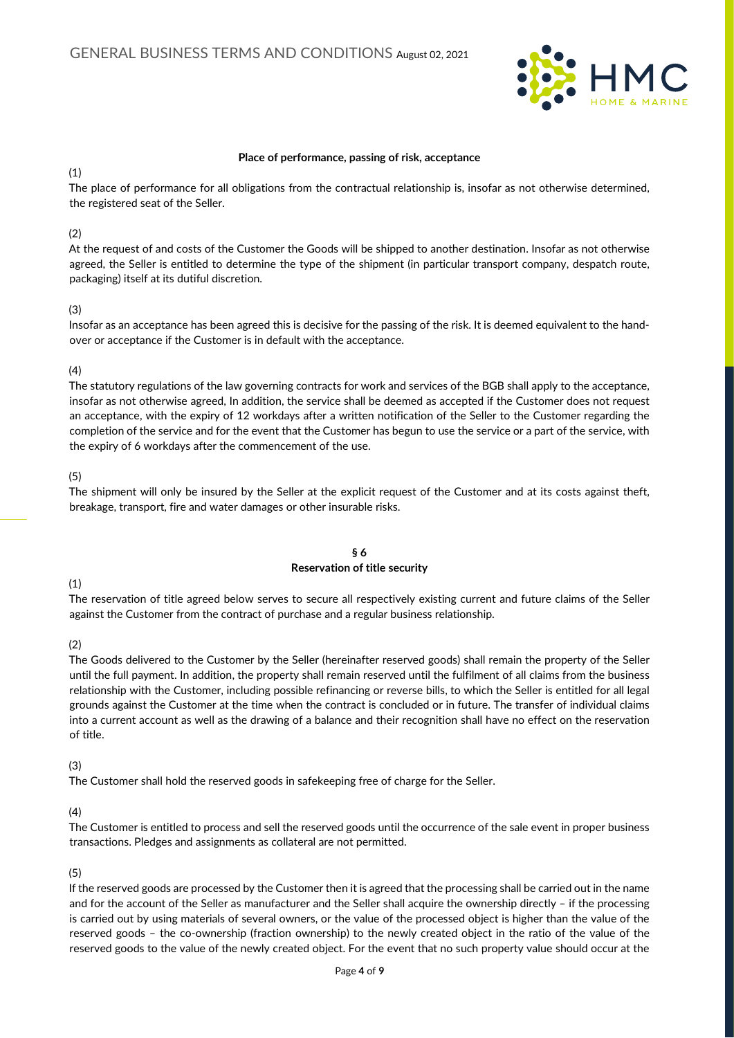### Place of performance, passing of risk, acceptance

(1)
The place of performance for all obligations from the contractual relationship is, insofar as not otherwise determined, the registered seat of the Seller.

(2)
At the request of and costs of the Customer the Goods will be shipped to another destination. Insofar as not otherwise agreed, the Seller is entitled to determine the type of the shipment (in particular transport company, despatch route, packaging) itself at its dutiful discretion.

(3)
Insofar as an acceptance has been agreed this is decisive for the passing of the risk. It is deemed equivalent to the hand-over or acceptance if the Customer is in default with the acceptance.

(4)
The statutory regulations of the law governing contracts for work and services of the BGB shall apply to the acceptance, insofar as not otherwise agreed, In addition, the service shall be deemed as accepted if the Customer does not request an acceptance, with the expiry of 12 workdays after a written notification of the Seller to the Customer regarding the completion of the service and for the event that the Customer has begun to use the service or a part of the service, with the expiry of 6 workdays after the commencement of the use.

(5)
The shipment will only be insured by the Seller at the explicit request of the Customer and at its costs against theft, breakage, transport, fire and water damages or other insurable risks.

### § 6
### Reservation of title security

(1)
The reservation of title agreed below serves to secure all respectively existing current and future claims of the Seller against the Customer from the contract of purchase and a regular business relationship.

(2)
The Goods delivered to the Customer by the Seller (hereinafter reserved goods) shall remain the property of the Seller until the full payment. In addition, the property shall remain reserved until the fulfilment of all claims from the business relationship with the Customer, including possible refinancing or reverse bills, to which the Seller is entitled for all legal grounds against the Customer at the time when the contract is concluded or in future. The transfer of individual claims into a current account as well as the drawing of a balance and their recognition shall have no effect on the reservation of title.

(3)
The Customer shall hold the reserved goods in safekeeping free of charge for the Seller.

(4)
The Customer is entitled to process and sell the reserved goods until the occurrence of the sale event in proper business transactions. Pledges and assignments as collateral are not permitted.

(5)
If the reserved goods are processed by the Customer then it is agreed that the processing shall be carried out in the name and for the account of the Seller as manufacturer and the Seller shall acquire the ownership directly – if the processing is carried out by using materials of several owners, or the value of the processed object is higher than the value of the reserved goods – the co-ownership (fraction ownership) to the newly created object in the ratio of the value of the reserved goods to the value of the newly created object. For the event that no such property value should occur at the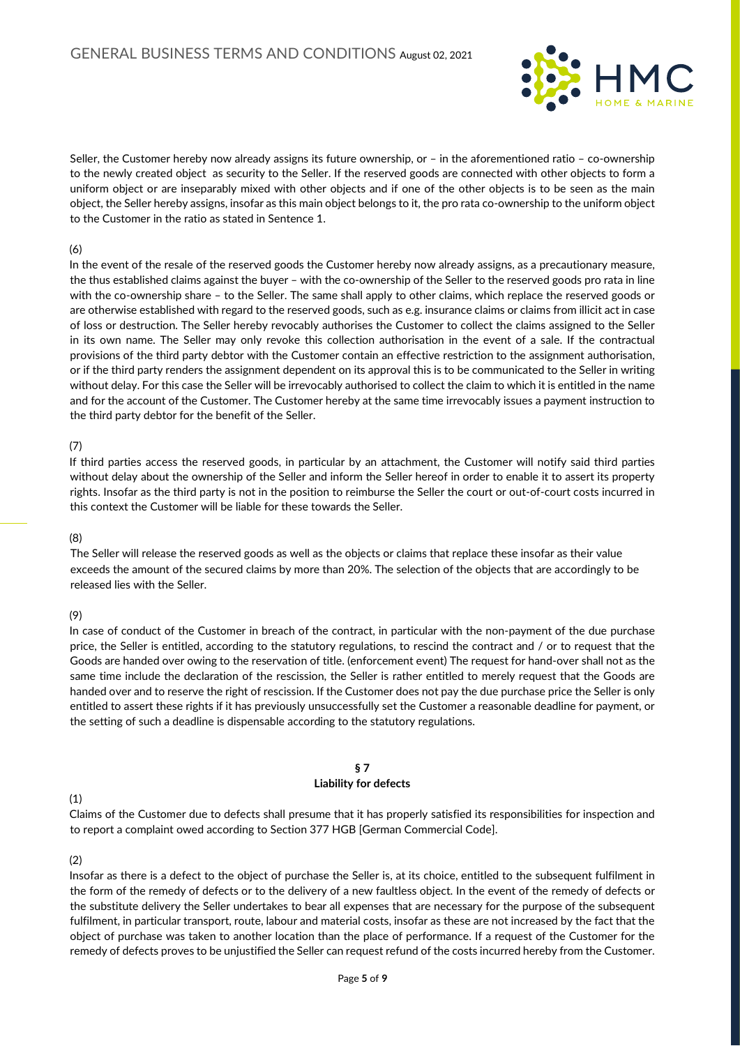Seller, the Customer hereby now already assigns its future ownership, or – in the aforementioned ratio – co-ownership to the newly created object as security to the Seller. If the reserved goods are connected with other objects to form a uniform object or are inseparably mixed with other objects and if one of the other objects is to be seen as the main object, the Seller hereby assigns, insofar as this main object belongs to it, the pro rata co-ownership to the uniform object to the Customer in the ratio as stated in Sentence 1.

(6)

In the event of the resale of the reserved goods the Customer hereby now already assigns, as a precautionary measure, the thus established claims against the buyer – with the co-ownership of the Seller to the reserved goods pro rata in line with the co-ownership share – to the Seller. The same shall apply to other claims, which replace the reserved goods or are otherwise established with regard to the reserved goods, such as e.g. insurance claims or claims from illicit act in case of loss or destruction. The Seller hereby revocably authorises the Customer to collect the claims assigned to the Seller in its own name. The Seller may only revoke this collection authorisation in the event of a sale. If the contractual provisions of the third party debtor with the Customer contain an effective restriction to the assignment authorisation, or if the third party renders the assignment dependent on its approval this is to be communicated to the Seller in writing without delay. For this case the Seller will be irrevocably authorised to collect the claim to which it is entitled in the name and for the account of the Customer. The Customer hereby at the same time irrevocably issues a payment instruction to the third party debtor for the benefit of the Seller.

(7)

If third parties access the reserved goods, in particular by an attachment, the Customer will notify said third parties without delay about the ownership of the Seller and inform the Seller hereof in order to enable it to assert its property rights. Insofar as the third party is not in the position to reimburse the Seller the court or out-of-court costs incurred in this context the Customer will be liable for these towards the Seller.

(8)

The Seller will release the reserved goods as well as the objects or claims that replace these insofar as their value exceeds the amount of the secured claims by more than 20%. The selection of the objects that are accordingly to be released lies with the Seller.

(9)

In case of conduct of the Customer in breach of the contract, in particular with the non-payment of the due purchase price, the Seller is entitled, according to the statutory regulations, to rescind the contract and / or to request that the Goods are handed over owing to the reservation of title. (enforcement event) The request for hand-over shall not as the same time include the declaration of the rescission, the Seller is rather entitled to merely request that the Goods are handed over and to reserve the right of rescission. If the Customer does not pay the due purchase price the Seller is only entitled to assert these rights if it has previously unsuccessfully set the Customer a reasonable deadline for payment, or the setting of such a deadline is dispensable according to the statutory regulations.

## § 7
## Liability for defects

(1)

Claims of the Customer due to defects shall presume that it has properly satisfied its responsibilities for inspection and to report a complaint owed according to Section 377 HGB [German Commercial Code].

(2)

Insofar as there is a defect to the object of purchase the Seller is, at its choice, entitled to the subsequent fulfilment in the form of the remedy of defects or to the delivery of a new faultless object. In the event of the remedy of defects or the substitute delivery the Seller undertakes to bear all expenses that are necessary for the purpose of the subsequent fulfilment, in particular transport, route, labour and material costs, insofar as these are not increased by the fact that the object of purchase was taken to another location than the place of performance. If a request of the Customer for the remedy of defects proves to be unjustified the Seller can request refund of the costs incurred hereby from the Customer.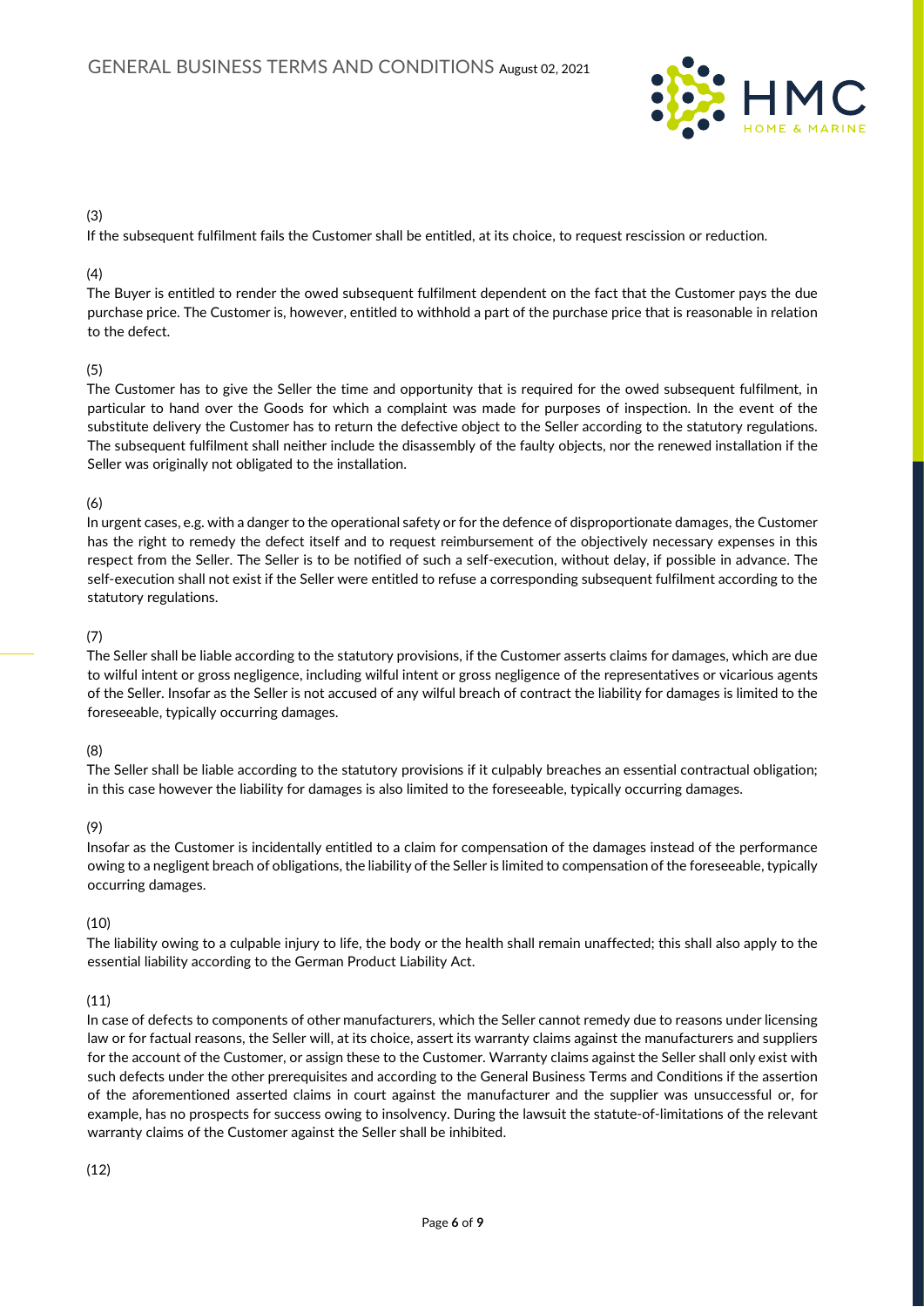(3)

If the subsequent fulfilment fails the Customer shall be entitled, at its choice, to request rescission or reduction.

(4)

The Buyer is entitled to render the owed subsequent fulfilment dependent on the fact that the Customer pays the due purchase price. The Customer is, however, entitled to withhold a part of the purchase price that is reasonable in relation to the defect.

(5)

The Customer has to give the Seller the time and opportunity that is required for the owed subsequent fulfilment, in particular to hand over the Goods for which a complaint was made for purposes of inspection. In the event of the substitute delivery the Customer has to return the defective object to the Seller according to the statutory regulations. The subsequent fulfilment shall neither include the disassembly of the faulty objects, nor the renewed installation if the Seller was originally not obligated to the installation.

(6)

In urgent cases, e.g. with a danger to the operational safety or for the defence of disproportionate damages, the Customer has the right to remedy the defect itself and to request reimbursement of the objectively necessary expenses in this respect from the Seller. The Seller is to be notified of such a self-execution, without delay, if possible in advance. The self-execution shall not exist if the Seller were entitled to refuse a corresponding subsequent fulfilment according to the statutory regulations.

(7)

The Seller shall be liable according to the statutory provisions, if the Customer asserts claims for damages, which are due to wilful intent or gross negligence, including wilful intent or gross negligence of the representatives or vicarious agents of the Seller. Insofar as the Seller is not accused of any wilful breach of contract the liability for damages is limited to the foreseeable, typically occurring damages.

(8)

The Seller shall be liable according to the statutory provisions if it culpably breaches an essential contractual obligation; in this case however the liability for damages is also limited to the foreseeable, typically occurring damages.

(9)

Insofar as the Customer is incidentally entitled to a claim for compensation of the damages instead of the performance owing to a negligent breach of obligations, the liability of the Seller is limited to compensation of the foreseeable, typically occurring damages.

(10)

The liability owing to a culpable injury to life, the body or the health shall remain unaffected; this shall also apply to the essential liability according to the German Product Liability Act.

(11)

In case of defects to components of other manufacturers, which the Seller cannot remedy due to reasons under licensing law or for factual reasons, the Seller will, at its choice, assert its warranty claims against the manufacturers and suppliers for the account of the Customer, or assign these to the Customer. Warranty claims against the Seller shall only exist with such defects under the other prerequisites and according to the General Business Terms and Conditions if the assertion of the aforementioned asserted claims in court against the manufacturer and the supplier was unsuccessful or, for example, has no prospects for success owing to insolvency. During the lawsuit the statute-of-limitations of the relevant warranty claims of the Customer against the Seller shall be inhibited.

(12)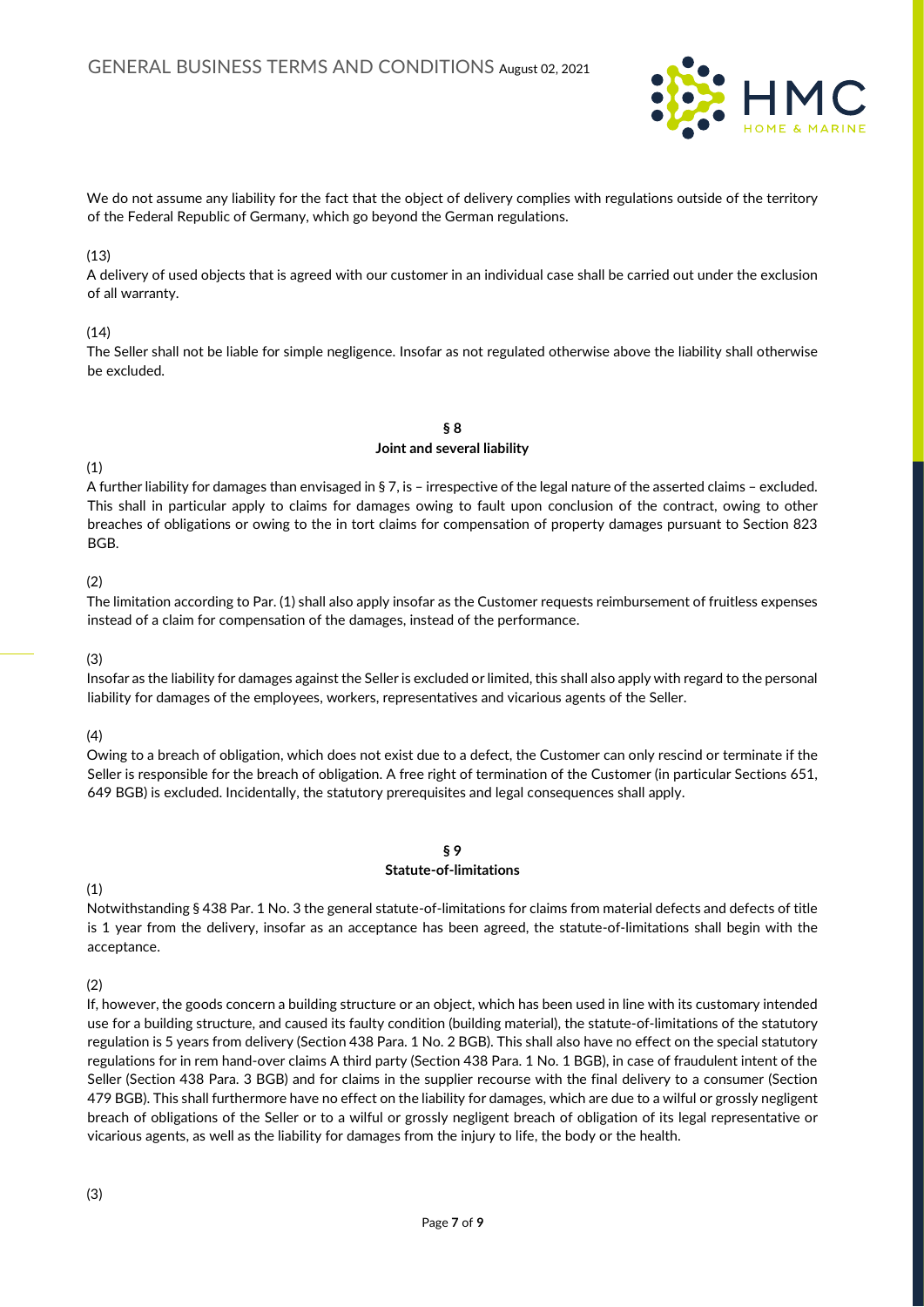We do not assume any liability for the fact that the object of delivery complies with regulations outside of the territory of the Federal Republic of Germany, which go beyond the German regulations.

(13)
A delivery of used objects that is agreed with our customer in an individual case shall be carried out under the exclusion of all warranty.

(14)
The Seller shall not be liable for simple negligence. Insofar as not regulated otherwise above the liability shall otherwise be excluded.

## § 8
## Joint and several liability

(1)
A further liability for damages than envisaged in § 7, is – irrespective of the legal nature of the asserted claims – excluded. This shall in particular apply to claims for damages owing to fault upon conclusion of the contract, owing to other breaches of obligations or owing to the in tort claims for compensation of property damages pursuant to Section 823 BGB.

(2)
The limitation according to Par. (1) shall also apply insofar as the Customer requests reimbursement of fruitless expenses instead of a claim for compensation of the damages, instead of the performance.

(3)
Insofar as the liability for damages against the Seller is excluded or limited, this shall also apply with regard to the personal liability for damages of the employees, workers, representatives and vicarious agents of the Seller.

(4)
Owing to a breach of obligation, which does not exist due to a defect, the Customer can only rescind or terminate if the Seller is responsible for the breach of obligation. A free right of termination of the Customer (in particular Sections 651, 649 BGB) is excluded. Incidentally, the statutory prerequisites and legal consequences shall apply.

## § 9
## Statute-of-limitations

(1)
Notwithstanding § 438 Par. 1 No. 3 the general statute-of-limitations for claims from material defects and defects of title is 1 year from the delivery, insofar as an acceptance has been agreed, the statute-of-limitations shall begin with the acceptance.

(2)
If, however, the goods concern a building structure or an object, which has been used in line with its customary intended use for a building structure, and caused its faulty condition (building material), the statute-of-limitations of the statutory regulation is 5 years from delivery (Section 438 Para. 1 No. 2 BGB). This shall also have no effect on the special statutory regulations for in rem hand-over claims A third party (Section 438 Para. 1 No. 1 BGB), in case of fraudulent intent of the Seller (Section 438 Para. 3 BGB) and for claims in the supplier recourse with the final delivery to a consumer (Section 479 BGB). This shall furthermore have no effect on the liability for damages, which are due to a wilful or grossly negligent breach of obligations of the Seller or to a wilful or grossly negligent breach of obligation of its legal representative or vicarious agents, as well as the liability for damages from the injury to life, the body or the health.

(3)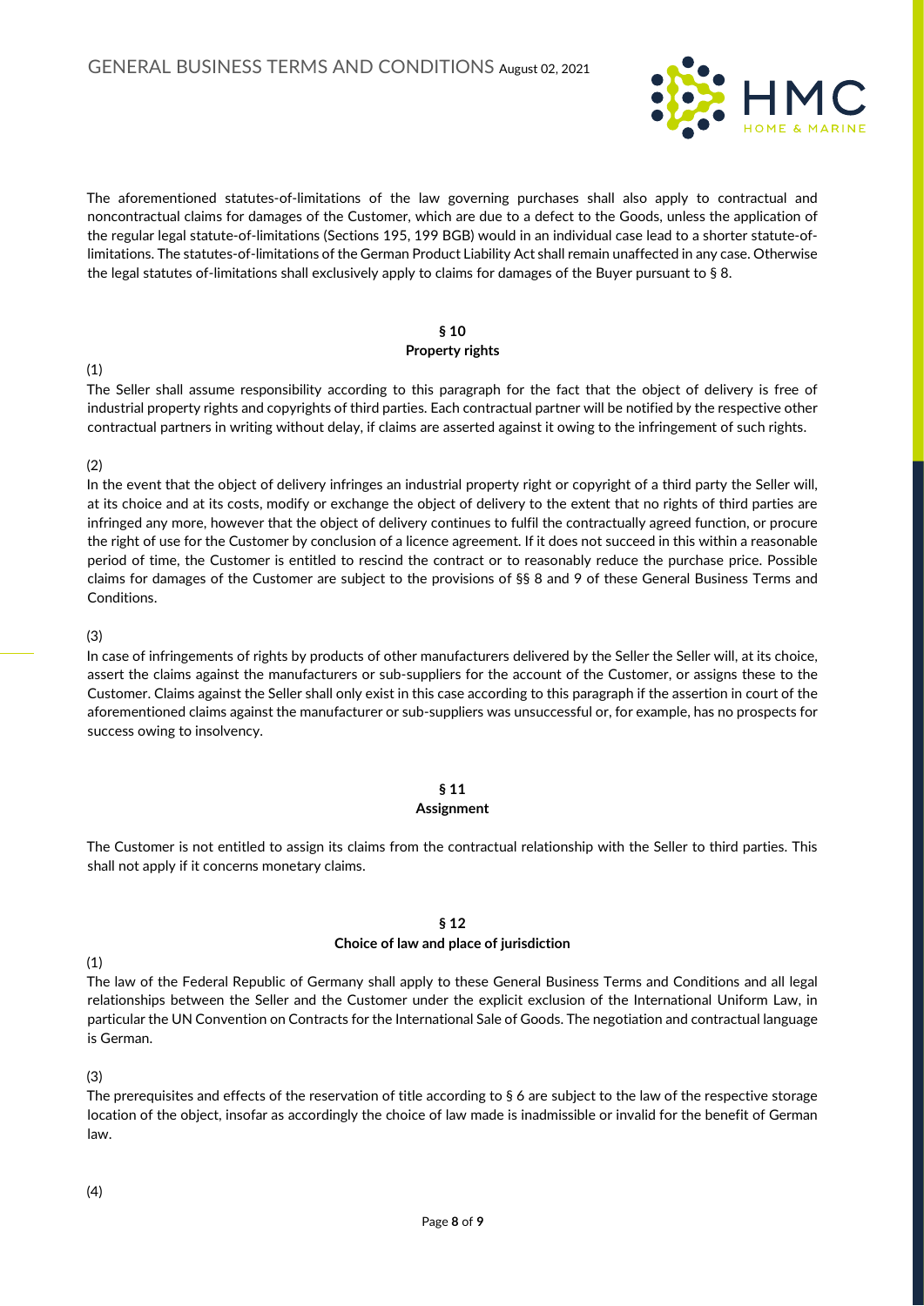The aforementioned statutes-of-limitations of the law governing purchases shall also apply to contractual and noncontractual claims for damages of the Customer, which are due to a defect to the Goods, unless the application of the regular legal statute-of-limitations (Sections 195, 199 BGB) would in an individual case lead to a shorter statute-of-limitations. The statutes-of-limitations of the German Product Liability Act shall remain unaffected in any case. Otherwise the legal statutes of-limitations shall exclusively apply to claims for damages of the Buyer pursuant to § 8.

## § 10
## Property rights

(1)

The Seller shall assume responsibility according to this paragraph for the fact that the object of delivery is free of industrial property rights and copyrights of third parties. Each contractual partner will be notified by the respective other contractual partners in writing without delay, if claims are asserted against it owing to the infringement of such rights.

(2)

In the event that the object of delivery infringes an industrial property right or copyright of a third party the Seller will, at its choice and at its costs, modify or exchange the object of delivery to the extent that no rights of third parties are infringed any more, however that the object of delivery continues to fulfil the contractually agreed function, or procure the right of use for the Customer by conclusion of a licence agreement. If it does not succeed in this within a reasonable period of time, the Customer is entitled to rescind the contract or to reasonably reduce the purchase price. Possible claims for damages of the Customer are subject to the provisions of §§ 8 and 9 of these General Business Terms and Conditions.

(3)

In case of infringements of rights by products of other manufacturers delivered by the Seller the Seller will, at its choice, assert the claims against the manufacturers or sub-suppliers for the account of the Customer, or assigns these to the Customer. Claims against the Seller shall only exist in this case according to this paragraph if the assertion in court of the aforementioned claims against the manufacturer or sub-suppliers was unsuccessful or, for example, has no prospects for success owing to insolvency.

## § 11
## Assignment

The Customer is not entitled to assign its claims from the contractual relationship with the Seller to third parties. This shall not apply if it concerns monetary claims.

## § 12
## Choice of law and place of jurisdiction

(1)

The law of the Federal Republic of Germany shall apply to these General Business Terms and Conditions and all legal relationships between the Seller and the Customer under the explicit exclusion of the International Uniform Law, in particular the UN Convention on Contracts for the International Sale of Goods. The negotiation and contractual language is German.

(3)

The prerequisites and effects of the reservation of title according to § 6 are subject to the law of the respective storage location of the object, insofar as accordingly the choice of law made is inadmissible or invalid for the benefit of German law.

(4)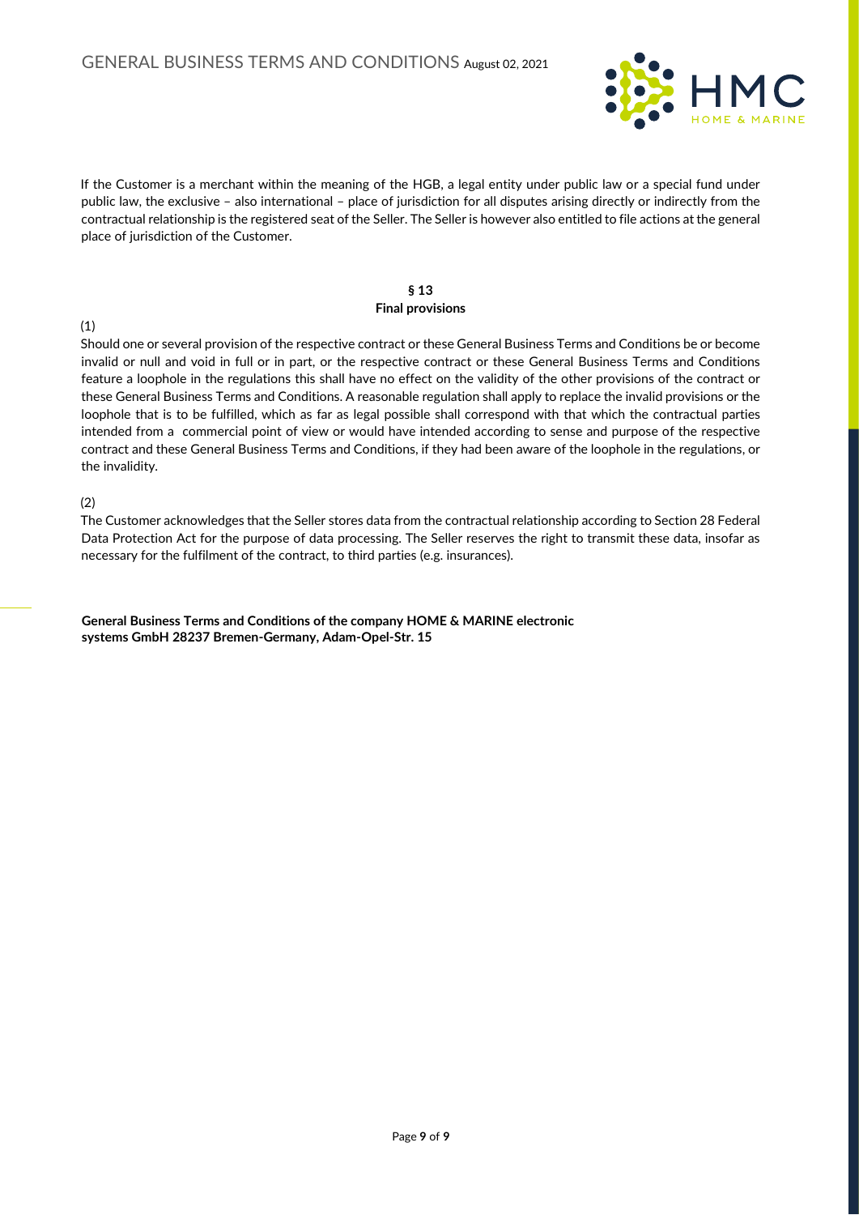If the Customer is a merchant within the meaning of the HGB, a legal entity under public law or a special fund under public law, the exclusive – also international – place of jurisdiction for all disputes arising directly or indirectly from the contractual relationship is the registered seat of the Seller. The Seller is however also entitled to file actions at the general place of jurisdiction of the Customer.

## § 13
## Final provisions

(1)

Should one or several provision of the respective contract or these General Business Terms and Conditions be or become invalid or null and void in full or in part, or the respective contract or these General Business Terms and Conditions feature a loophole in the regulations this shall have no effect on the validity of the other provisions of the contract or these General Business Terms and Conditions. A reasonable regulation shall apply to replace the invalid provisions or the loophole that is to be fulfilled, which as far as legal possible shall correspond with that which the contractual parties intended from a commercial point of view or would have intended according to sense and purpose of the respective contract and these General Business Terms and Conditions, if they had been aware of the loophole in the regulations, or the invalidity.

(2)

The Customer acknowledges that the Seller stores data from the contractual relationship according to Section 28 Federal Data Protection Act for the purpose of data processing. The Seller reserves the right to transmit these data, insofar as necessary for the fulfilment of the contract, to third parties (e.g. insurances).

**General Business Terms and Conditions of the company HOME & MARINE electronic systems GmbH 28237 Bremen-Germany, Adam-Opel-Str. 15**